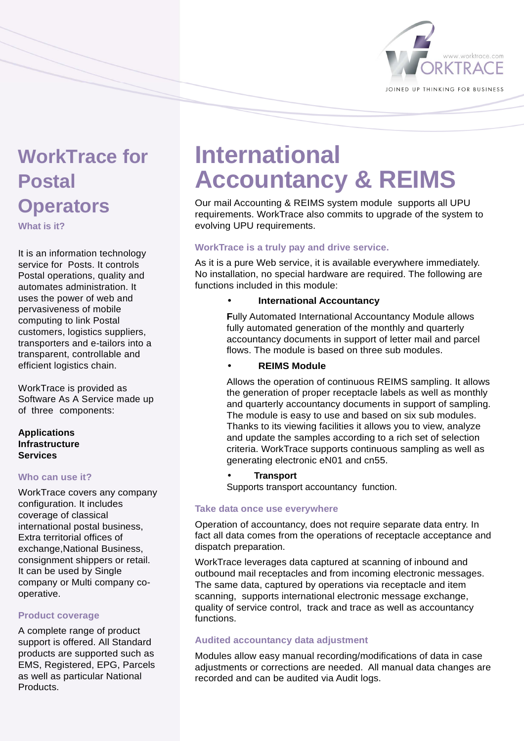# WorkTrace for Postal Operators

### What is it?

It is an information technology service for Posts. It controls Postal operations, quality and automates administration. It uses the power of web and pervasiveness of mobile computing to link Postal customers, logistics suppliers, transporters and e-tailors into a transparent, controllable and efficient logistics chain.

WorkTrace is provided as Software As A Service made up of three components:

**Applications**
**Infrastructure**
**Services**

### Who can use it?

WorkTrace covers any company configuration. It includes coverage of classical international postal business, Extra territorial offices of exchange,National Business, consignment shippers or retail. It can be used by Single company or Multi company co-operative.

### Product coverage

A complete range of product support is offered. All Standard products are supported such as EMS, Registered, EPG, Parcels as well as particular National Products.

# International Accountancy & REIMS

Our mail Accounting & REIMS system module supports all UPU requirements. WorkTrace also commits to upgrade of the system to evolving UPU requirements.

### WorkTrace is a truly pay and drive service.

As it is a pure Web service, it is available everywhere immediately. No installation, no special hardware are required. The following are functions included in this module:

- **International Accountancy**

  **F**ully Automated International Accountancy Module allows fully automated generation of the monthly and quarterly accountancy documents in support of letter mail and parcel flows. The module is based on three sub modules.

- **REIMS Module**

  Allows the operation of continuous REIMS sampling. It allows the generation of proper receptacle labels as well as monthly and quarterly accountancy documents in support of sampling. The module is easy to use and based on six sub modules. Thanks to its viewing facilities it allows you to view, analyze and update the samples according to a rich set of selection criteria. WorkTrace supports continuous sampling as well as generating electronic eN01 and cn55.

- **Transport**

  Supports transport accountancy function.

### Take data once use everywhere

Operation of accountancy, does not require separate data entry. In fact all data comes from the operations of receptacle acceptance and dispatch preparation.

WorkTrace leverages data captured at scanning of inbound and outbound mail receptacles and from incoming electronic messages. The same data, captured by operations via receptacle and item scanning, supports international electronic message exchange, quality of service control, track and trace as well as accountancy functions.

### Audited accountancy data adjustment

Modules allow easy manual recording/modifications of data in case adjustments or corrections are needed. All manual data changes are recorded and can be audited via Audit logs.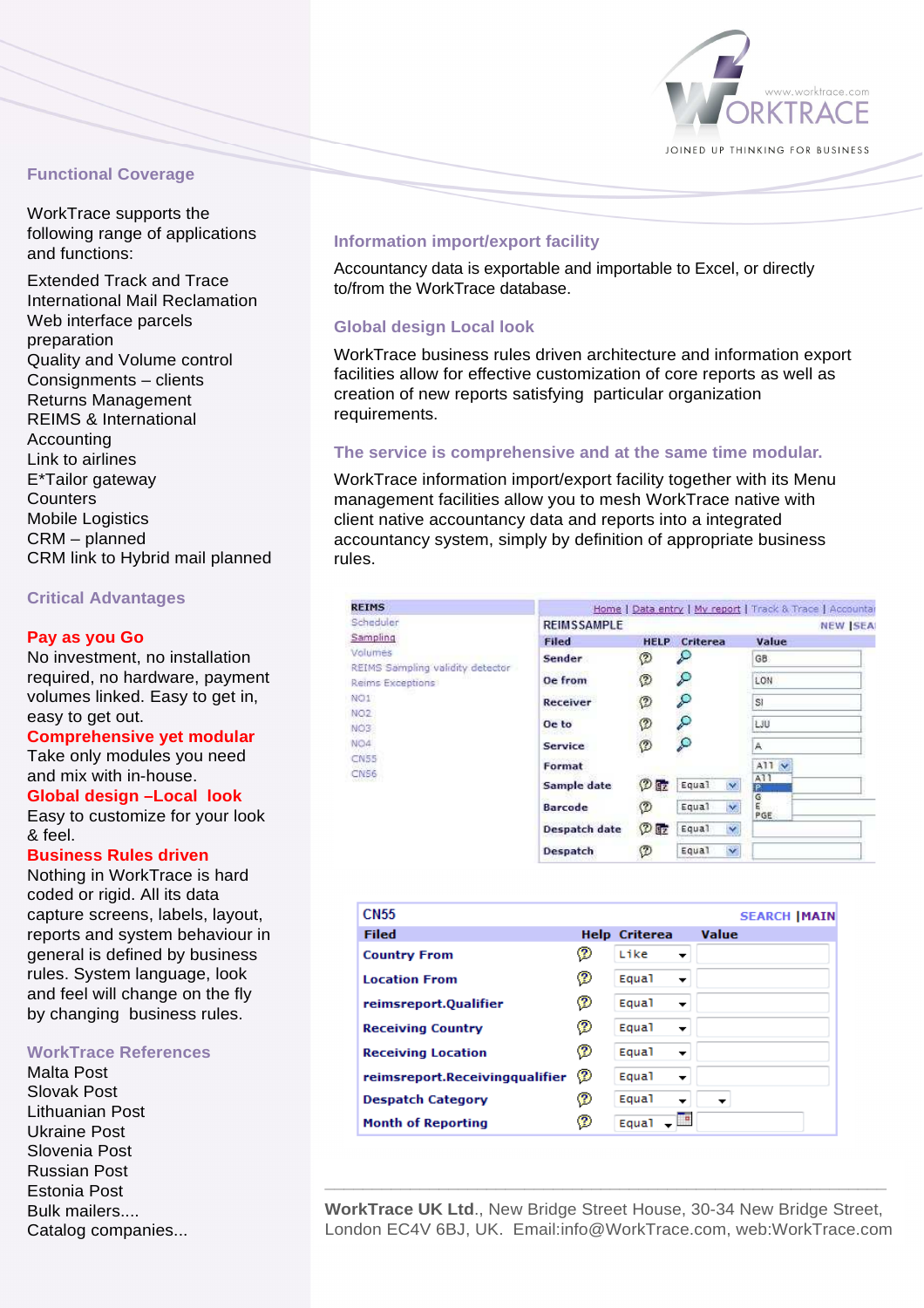## Functional Coverage

WorkTrace supports the following range of applications and functions:

Extended Track and Trace
International Mail Reclamation
Web interface parcels preparation
Quality and Volume control
Consignments – clients
Returns Management
REIMS & International Accounting
Link to airlines
E*Tailor gateway
Counters
Mobile Logistics
CRM – planned
CRM link to Hybrid mail planned

## Critical Advantages

**Pay as you Go**
No investment, no installation required, no hardware, payment volumes linked. Easy to get in, easy to get out.

**Comprehensive yet modular**
Take only modules you need and mix with in-house.

**Global design –Local look**
Easy to customize for your look & feel.

**Business Rules driven**
Nothing in WorkTrace is hard coded or rigid. All its data capture screens, labels, layout, reports and system behaviour in general is defined by business rules. System language, look and feel will change on the fly by changing business rules.

## WorkTrace References

Malta Post
Slovak Post
Lithuanian Post
Ukraine Post
Slovenia Post
Russian Post
Estonia Post
Bulk mailers....
Catalog companies...

## Information import/export facility

Accountancy data is exportable and importable to Excel, or directly to/from the WorkTrace database.

## Global design Local look

WorkTrace business rules driven architecture and information export facilities allow for effective customization of core reports as well as creation of new reports satisfying particular organization requirements.

## The service is comprehensive and at the same time modular.

WorkTrace information import/export facility together with its Menu management facilities allow you to mesh WorkTrace native with client native accountancy data and reports into a integrated accountancy system, simply by definition of appropriate business rules.

**WorkTrace UK Ltd.**, New Bridge Street House, 30-34 New Bridge Street, London EC4V 6BJ, UK. Email:info@WorkTrace.com, web:WorkTrace.com